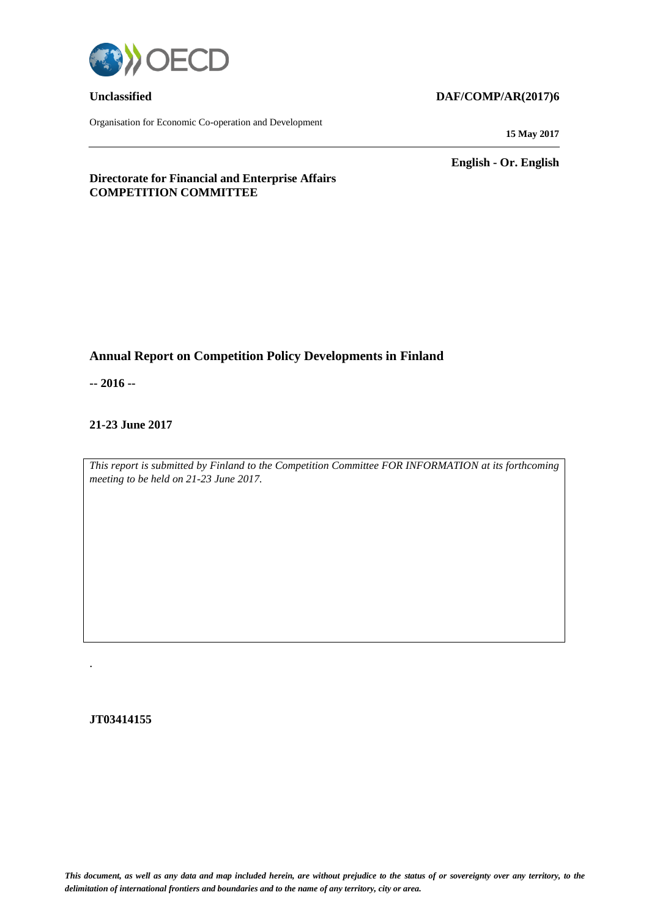**Unclassified** **DAF/COMP/AR(2017)6**

Organisation for Economic Co-operation and Development

**15 May 2017**

**English - Or. English**

**Directorate for Financial and Enterprise Affairs**
**COMPETITION COMMITTEE**

## Annual Report on Competition Policy Developments in Finland

**-- 2016 --**

**21-23 June 2017**

*This report is submitted by Finland to the Competition Committee FOR INFORMATION at its forthcoming meeting to be held on 21-23 June 2017.*

**JT03414155**

***This document, as well as any data and map included herein, are without prejudice to the status of or sovereignty over any territory, to the delimitation of international frontiers and boundaries and to the name of any territory, city or area.***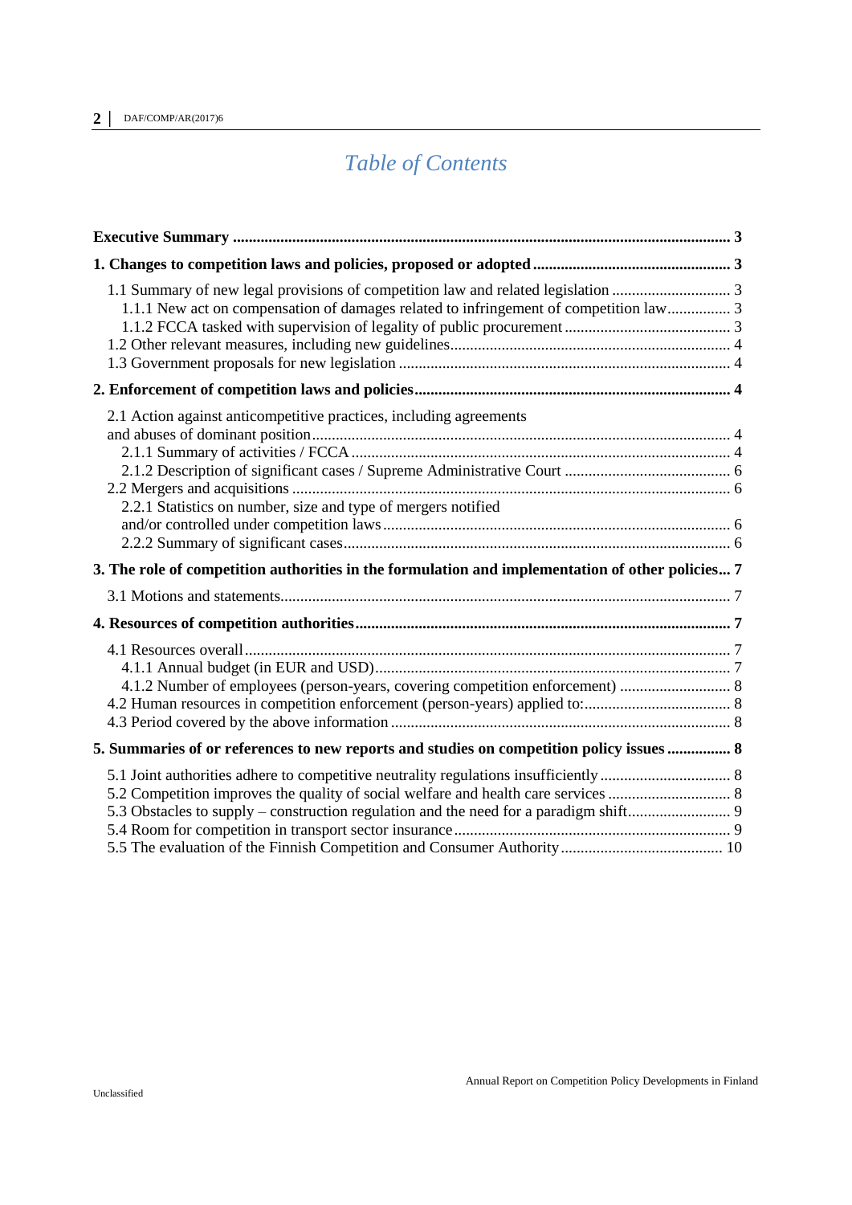# *Table of Contents*

| | |
|---|---|
| **Executive Summary** | **3** |
| **1. Changes to competition laws and policies, proposed or adopted** | **3** |
| 1.1 Summary of new legal provisions of competition law and related legislation | 3 |
| 1.1.1 New act on compensation of damages related to infringement of competition law | 3 |
| 1.1.2 FCCA tasked with supervision of legality of public procurement | 3 |
| 1.2 Other relevant measures, including new guidelines | 4 |
| 1.3 Government proposals for new legislation | 4 |
| **2. Enforcement of competition laws and policies** | **4** |
| 2.1 Action against anticompetitive practices, including agreements and abuses of dominant position | 4 |
| 2.1.1 Summary of activities / FCCA | 4 |
| 2.1.2 Description of significant cases / Supreme Administrative Court | 6 |
| 2.2 Mergers and acquisitions | 6 |
| 2.2.1 Statistics on number, size and type of mergers notified and/or controlled under competition laws | 6 |
| 2.2.2 Summary of significant cases | 6 |
| **3. The role of competition authorities in the formulation and implementation of other policies** | **7** |
| 3.1 Motions and statements | 7 |
| **4. Resources of competition authorities** | **7** |
| 4.1 Resources overall | 7 |
| 4.1.1 Annual budget (in EUR and USD) | 7 |
| 4.1.2 Number of employees (person-years, covering competition enforcement) | 8 |
| 4.2 Human resources in competition enforcement (person-years) applied to: | 8 |
| 4.3 Period covered by the above information | 8 |
| **5. Summaries of or references to new reports and studies on competition policy issues** | **8** |
| 5.1 Joint authorities adhere to competitive neutrality regulations insufficiently | 8 |
| 5.2 Competition improves the quality of social welfare and health care services | 8 |
| 5.3 Obstacles to supply – construction regulation and the need for a paradigm shift | 9 |
| 5.4 Room for competition in transport sector insurance | 9 |
| 5.5 The evaluation of the Finnish Competition and Consumer Authority | 10 |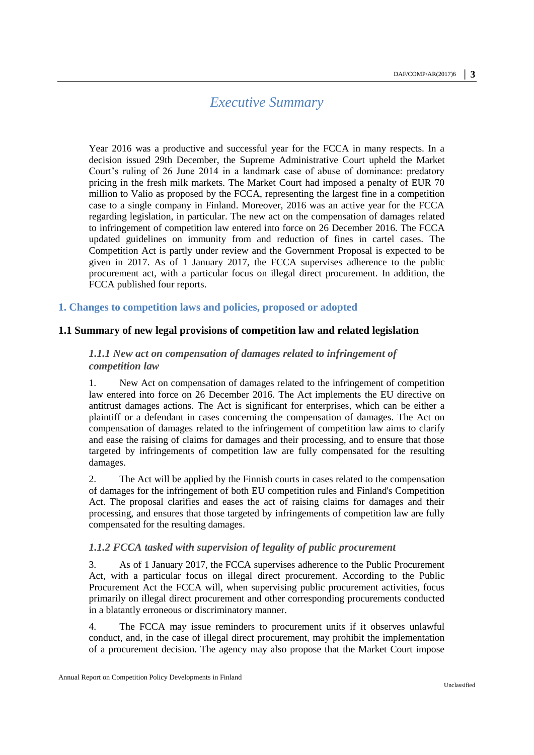# *Executive Summary*

Year 2016 was a productive and successful year for the FCCA in many respects. In a decision issued 29th December, the Supreme Administrative Court upheld the Market Court's ruling of 26 June 2014 in a landmark case of abuse of dominance: predatory pricing in the fresh milk markets. The Market Court had imposed a penalty of EUR 70 million to Valio as proposed by the FCCA, representing the largest fine in a competition case to a single company in Finland. Moreover, 2016 was an active year for the FCCA regarding legislation, in particular. The new act on the compensation of damages related to infringement of competition law entered into force on 26 December 2016. The FCCA updated guidelines on immunity from and reduction of fines in cartel cases. The Competition Act is partly under review and the Government Proposal is expected to be given in 2017. As of 1 January 2017, the FCCA supervises adherence to the public procurement act, with a particular focus on illegal direct procurement. In addition, the FCCA published four reports.

## 1. Changes to competition laws and policies, proposed or adopted

### 1.1 Summary of new legal provisions of competition law and related legislation

#### *1.1.1 New act on compensation of damages related to infringement of competition law*

1. New Act on compensation of damages related to the infringement of competition law entered into force on 26 December 2016. The Act implements the EU directive on antitrust damages actions. The Act is significant for enterprises, which can be either a plaintiff or a defendant in cases concerning the compensation of damages. The Act on compensation of damages related to the infringement of competition law aims to clarify and ease the raising of claims for damages and their processing, and to ensure that those targeted by infringements of competition law are fully compensated for the resulting damages.

2. The Act will be applied by the Finnish courts in cases related to the compensation of damages for the infringement of both EU competition rules and Finland's Competition Act. The proposal clarifies and eases the act of raising claims for damages and their processing, and ensures that those targeted by infringements of competition law are fully compensated for the resulting damages.

#### *1.1.2 FCCA tasked with supervision of legality of public procurement*

3. As of 1 January 2017, the FCCA supervises adherence to the Public Procurement Act, with a particular focus on illegal direct procurement. According to the Public Procurement Act the FCCA will, when supervising public procurement activities, focus primarily on illegal direct procurement and other corresponding procurements conducted in a blatantly erroneous or discriminatory manner.

4. The FCCA may issue reminders to procurement units if it observes unlawful conduct, and, in the case of illegal direct procurement, may prohibit the implementation of a procurement decision. The agency may also propose that the Market Court impose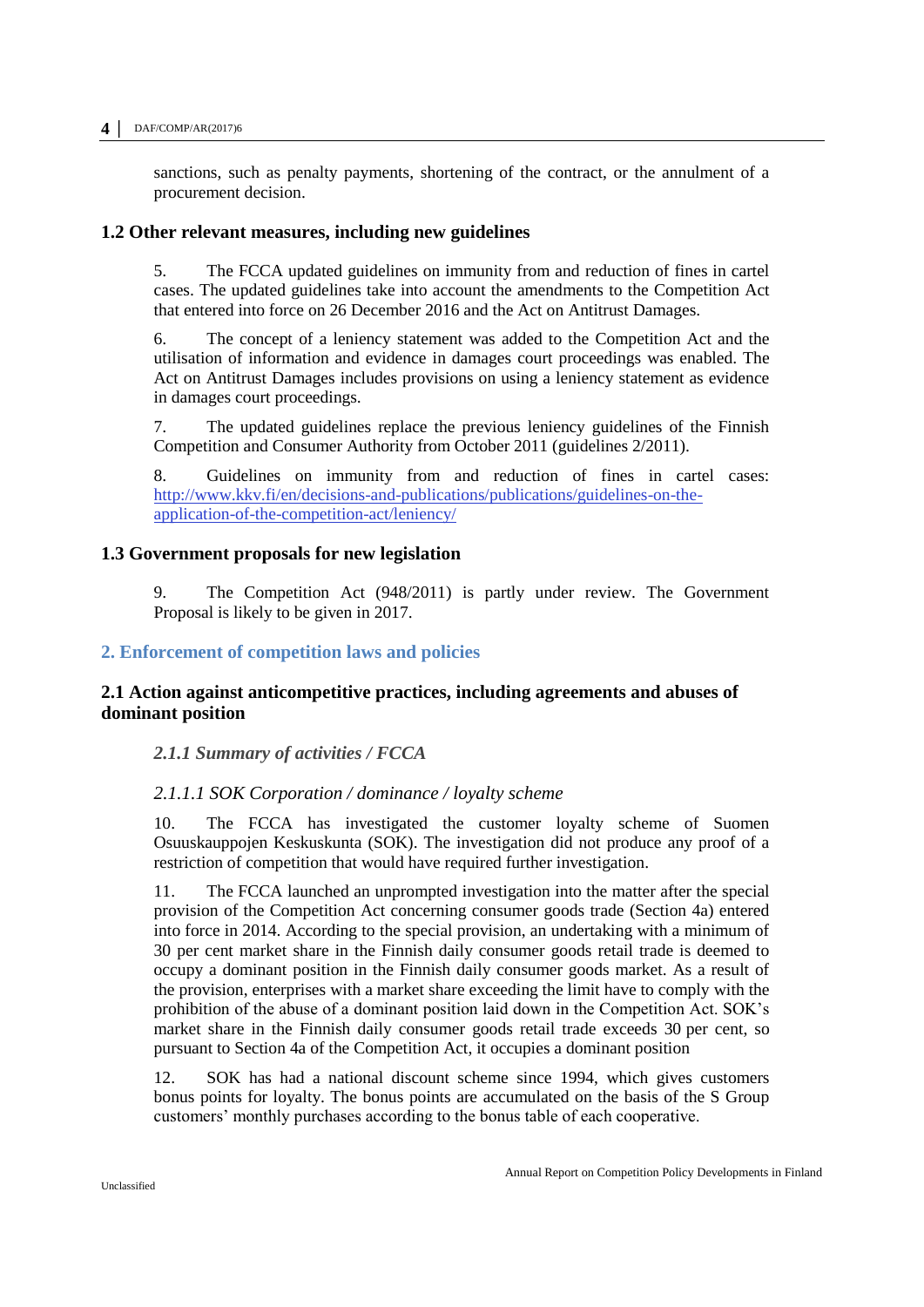sanctions, such as penalty payments, shortening of the contract, or the annulment of a procurement decision.

### 1.2 Other relevant measures, including new guidelines

5. The FCCA updated guidelines on immunity from and reduction of fines in cartel cases. The updated guidelines take into account the amendments to the Competition Act that entered into force on 26 December 2016 and the Act on Antitrust Damages.

6. The concept of a leniency statement was added to the Competition Act and the utilisation of information and evidence in damages court proceedings was enabled. The Act on Antitrust Damages includes provisions on using a leniency statement as evidence in damages court proceedings.

7. The updated guidelines replace the previous leniency guidelines of the Finnish Competition and Consumer Authority from October 2011 (guidelines 2/2011).

8. Guidelines on immunity from and reduction of fines in cartel cases: [http://www.kkv.fi/en/decisions-and-publications/publications/guidelines-on-the-application-of-the-competition-act/leniency/](http://www.kkv.fi/en/decisions-and-publications/publications/guidelines-on-the-application-of-the-competition-act/leniency/)

### 1.3 Government proposals for new legislation

9. The Competition Act (948/2011) is partly under review. The Government Proposal is likely to be given in 2017.

## 2. Enforcement of competition laws and policies

### 2.1 Action against anticompetitive practices, including agreements and abuses of dominant position

#### *2.1.1 Summary of activities / FCCA*

##### *2.1.1.1 SOK Corporation / dominance / loyalty scheme*

10. The FCCA has investigated the customer loyalty scheme of Suomen Osuuskauppojen Keskuskunta (SOK). The investigation did not produce any proof of a restriction of competition that would have required further investigation.

11. The FCCA launched an unprompted investigation into the matter after the special provision of the Competition Act concerning consumer goods trade (Section 4a) entered into force in 2014. According to the special provision, an undertaking with a minimum of 30 per cent market share in the Finnish daily consumer goods retail trade is deemed to occupy a dominant position in the Finnish daily consumer goods market. As a result of the provision, enterprises with a market share exceeding the limit have to comply with the prohibition of the abuse of a dominant position laid down in the Competition Act. SOK's market share in the Finnish daily consumer goods retail trade exceeds 30 per cent, so pursuant to Section 4a of the Competition Act, it occupies a dominant position

12. SOK has had a national discount scheme since 1994, which gives customers bonus points for loyalty. The bonus points are accumulated on the basis of the S Group customers' monthly purchases according to the bonus table of each cooperative.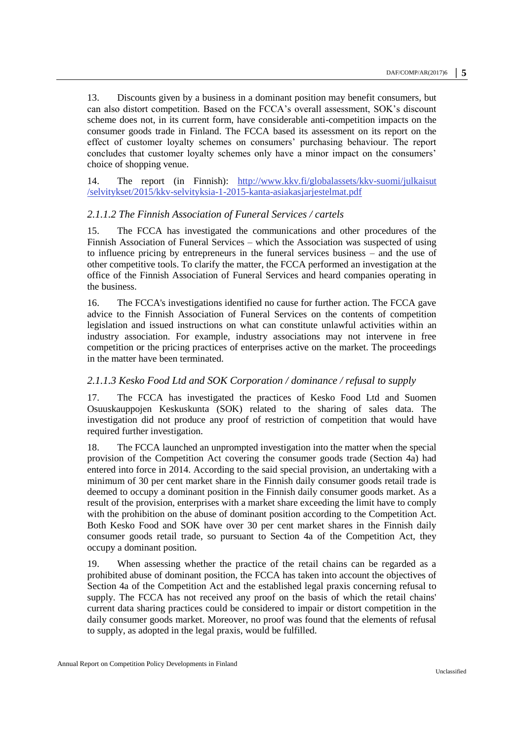13. Discounts given by a business in a dominant position may benefit consumers, but can also distort competition. Based on the FCCA's overall assessment, SOK's discount scheme does not, in its current form, have considerable anti-competition impacts on the consumer goods trade in Finland. The FCCA based its assessment on its report on the effect of customer loyalty schemes on consumers' purchasing behaviour. The report concludes that customer loyalty schemes only have a minor impact on the consumers' choice of shopping venue.

14. The report (in Finnish): [http://www.kkv.fi/globalassets/kkv-suomi/julkaisut/selvitykset/2015/kkv-selvityksia-1-2015-kanta-asiakasjarjestelmat.pdf](http://www.kkv.fi/globalassets/kkv-suomi/julkaisut/selvitykset/2015/kkv-selvityksia-1-2015-kanta-asiakasjarjestelmat.pdf)

#### *2.1.1.2 The Finnish Association of Funeral Services / cartels*

15. The FCCA has investigated the communications and other procedures of the Finnish Association of Funeral Services – which the Association was suspected of using to influence pricing by entrepreneurs in the funeral services business – and the use of other competitive tools. To clarify the matter, the FCCA performed an investigation at the office of the Finnish Association of Funeral Services and heard companies operating in the business.

16. The FCCA's investigations identified no cause for further action. The FCCA gave advice to the Finnish Association of Funeral Services on the contents of competition legislation and issued instructions on what can constitute unlawful activities within an industry association. For example, industry associations may not intervene in free competition or the pricing practices of enterprises active on the market. The proceedings in the matter have been terminated.

#### *2.1.1.3 Kesko Food Ltd and SOK Corporation / dominance / refusal to supply*

17. The FCCA has investigated the practices of Kesko Food Ltd and Suomen Osuuskauppojen Keskuskunta (SOK) related to the sharing of sales data. The investigation did not produce any proof of restriction of competition that would have required further investigation.

18. The FCCA launched an unprompted investigation into the matter when the special provision of the Competition Act covering the consumer goods trade (Section 4a) had entered into force in 2014. According to the said special provision, an undertaking with a minimum of 30 per cent market share in the Finnish daily consumer goods retail trade is deemed to occupy a dominant position in the Finnish daily consumer goods market. As a result of the provision, enterprises with a market share exceeding the limit have to comply with the prohibition on the abuse of dominant position according to the Competition Act. Both Kesko Food and SOK have over 30 per cent market shares in the Finnish daily consumer goods retail trade, so pursuant to Section 4a of the Competition Act, they occupy a dominant position.

19. When assessing whether the practice of the retail chains can be regarded as a prohibited abuse of dominant position, the FCCA has taken into account the objectives of Section 4a of the Competition Act and the established legal praxis concerning refusal to supply. The FCCA has not received any proof on the basis of which the retail chains' current data sharing practices could be considered to impair or distort competition in the daily consumer goods market. Moreover, no proof was found that the elements of refusal to supply, as adopted in the legal praxis, would be fulfilled.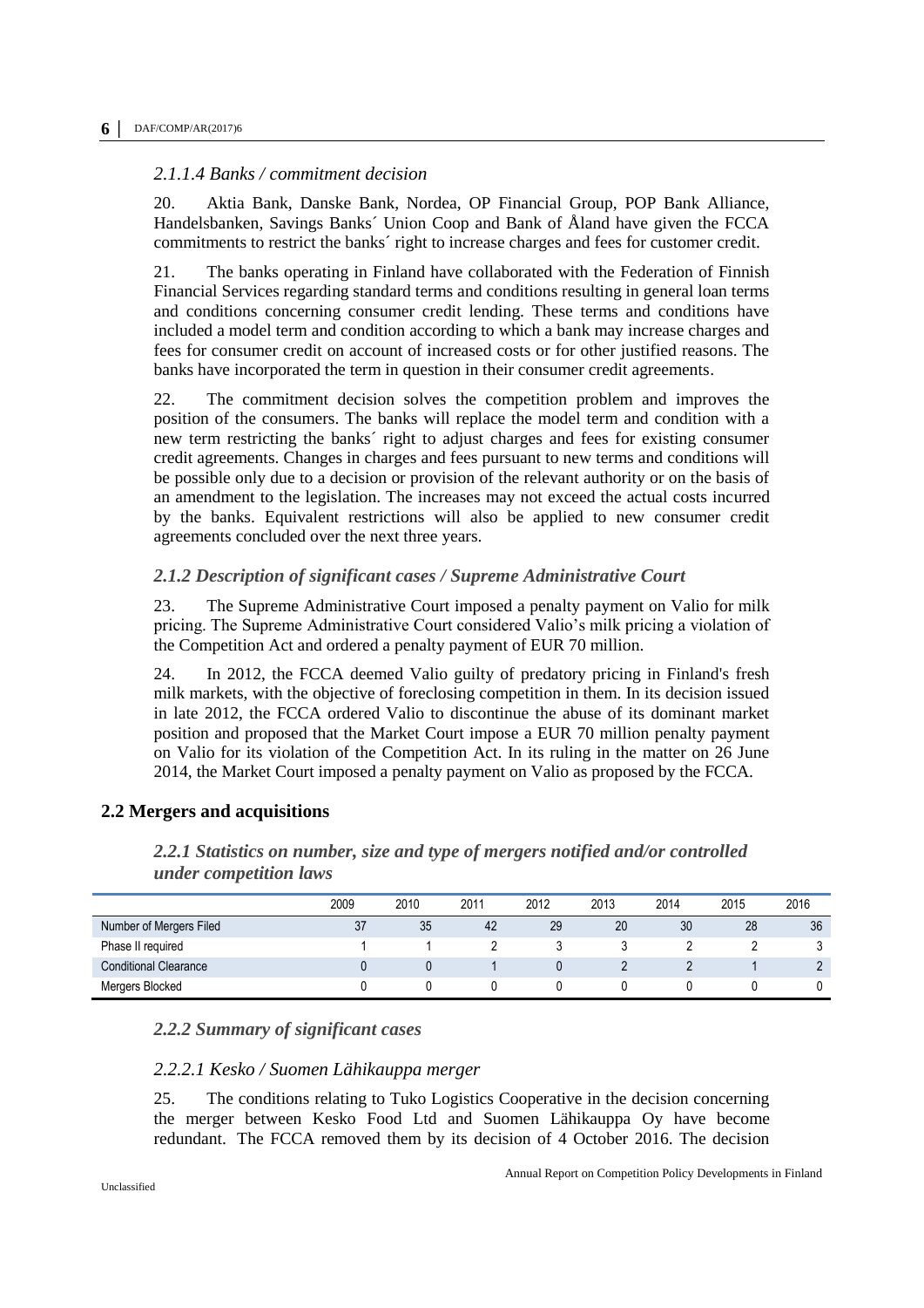#### *2.1.1.4 Banks / commitment decision*

20. Aktia Bank, Danske Bank, Nordea, OP Financial Group, POP Bank Alliance, Handelsbanken, Savings Banks´ Union Coop and Bank of Åland have given the FCCA commitments to restrict the banks´ right to increase charges and fees for customer credit.

21. The banks operating in Finland have collaborated with the Federation of Finnish Financial Services regarding standard terms and conditions resulting in general loan terms and conditions concerning consumer credit lending. These terms and conditions have included a model term and condition according to which a bank may increase charges and fees for consumer credit on account of increased costs or for other justified reasons. The banks have incorporated the term in question in their consumer credit agreements.

22. The commitment decision solves the competition problem and improves the position of the consumers. The banks will replace the model term and condition with a new term restricting the banks´ right to adjust charges and fees for existing consumer credit agreements. Changes in charges and fees pursuant to new terms and conditions will be possible only due to a decision or provision of the relevant authority or on the basis of an amendment to the legislation. The increases may not exceed the actual costs incurred by the banks. Equivalent restrictions will also be applied to new consumer credit agreements concluded over the next three years.

### *2.1.2 Description of significant cases / Supreme Administrative Court*

23. The Supreme Administrative Court imposed a penalty payment on Valio for milk pricing. The Supreme Administrative Court considered Valio's milk pricing a violation of the Competition Act and ordered a penalty payment of EUR 70 million.

24. In 2012, the FCCA deemed Valio guilty of predatory pricing in Finland's fresh milk markets, with the objective of foreclosing competition in them. In its decision issued in late 2012, the FCCA ordered Valio to discontinue the abuse of its dominant market position and proposed that the Market Court impose a EUR 70 million penalty payment on Valio for its violation of the Competition Act. In its ruling in the matter on 26 June 2014, the Market Court imposed a penalty payment on Valio as proposed by the FCCA.

## **2.2 Mergers and acquisitions**

### *2.2.1 Statistics on number, size and type of mergers notified and/or controlled under competition laws*

| | 2009 | 2010 | 2011 | 2012 | 2013 | 2014 | 2015 | 2016 |
|---|---|---|---|---|---|---|---|---|
| Number of Mergers Filed | 37 | 35 | 42 | 29 | 20 | 30 | 28 | 36 |
| Phase II required | 1 | 1 | 2 | 3 | 3 | 2 | 2 | 3 |
| Conditional Clearance | 0 | 0 | 1 | 0 | 2 | 2 | 1 | 2 |
| Mergers Blocked | 0 | 0 | 0 | 0 | 0 | 0 | 0 | 0 |

### *2.2.2 Summary of significant cases*

#### *2.2.2.1 Kesko / Suomen Lähikauppa merger*

25. The conditions relating to Tuko Logistics Cooperative in the decision concerning the merger between Kesko Food Ltd and Suomen Lähikauppa Oy have become redundant. The FCCA removed them by its decision of 4 October 2016. The decision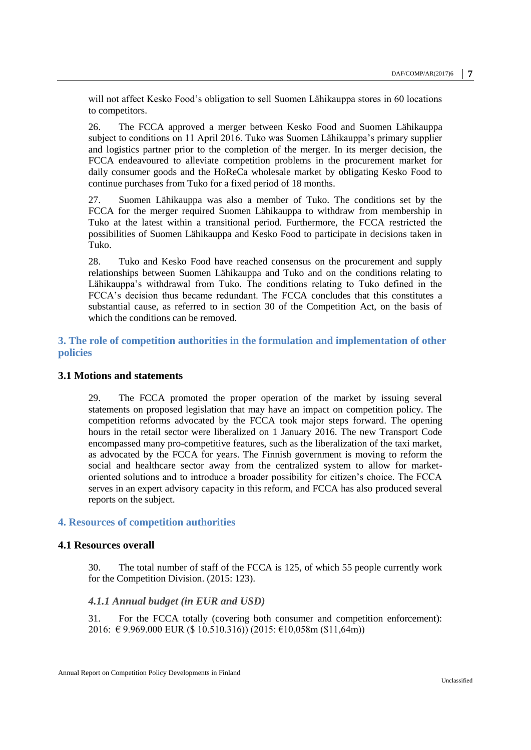will not affect Kesko Food's obligation to sell Suomen Lähikauppa stores in 60 locations to competitors.

26. The FCCA approved a merger between Kesko Food and Suomen Lähikauppa subject to conditions on 11 April 2016. Tuko was Suomen Lähikauppa's primary supplier and logistics partner prior to the completion of the merger. In its merger decision, the FCCA endeavoured to alleviate competition problems in the procurement market for daily consumer goods and the HoReCa wholesale market by obligating Kesko Food to continue purchases from Tuko for a fixed period of 18 months.

27. Suomen Lähikauppa was also a member of Tuko. The conditions set by the FCCA for the merger required Suomen Lähikauppa to withdraw from membership in Tuko at the latest within a transitional period. Furthermore, the FCCA restricted the possibilities of Suomen Lähikauppa and Kesko Food to participate in decisions taken in Tuko.

28. Tuko and Kesko Food have reached consensus on the procurement and supply relationships between Suomen Lähikauppa and Tuko and on the conditions relating to Lähikauppa's withdrawal from Tuko. The conditions relating to Tuko defined in the FCCA's decision thus became redundant. The FCCA concludes that this constitutes a substantial cause, as referred to in section 30 of the Competition Act, on the basis of which the conditions can be removed.

## 3. The role of competition authorities in the formulation and implementation of other policies

### 3.1 Motions and statements

29. The FCCA promoted the proper operation of the market by issuing several statements on proposed legislation that may have an impact on competition policy. The competition reforms advocated by the FCCA took major steps forward. The opening hours in the retail sector were liberalized on 1 January 2016. The new Transport Code encompassed many pro-competitive features, such as the liberalization of the taxi market, as advocated by the FCCA for years. The Finnish government is moving to reform the social and healthcare sector away from the centralized system to allow for market-oriented solutions and to introduce a broader possibility for citizen's choice. The FCCA serves in an expert advisory capacity in this reform, and FCCA has also produced several reports on the subject.

## 4. Resources of competition authorities

### 4.1 Resources overall

30. The total number of staff of the FCCA is 125, of which 55 people currently work for the Competition Division. (2015: 123).

#### *4.1.1 Annual budget (in EUR and USD)*

31. For the FCCA totally (covering both consumer and competition enforcement): 2016: € 9.969.000 EUR ($ 10.510.316)) (2015: €10,058m ($11,64m))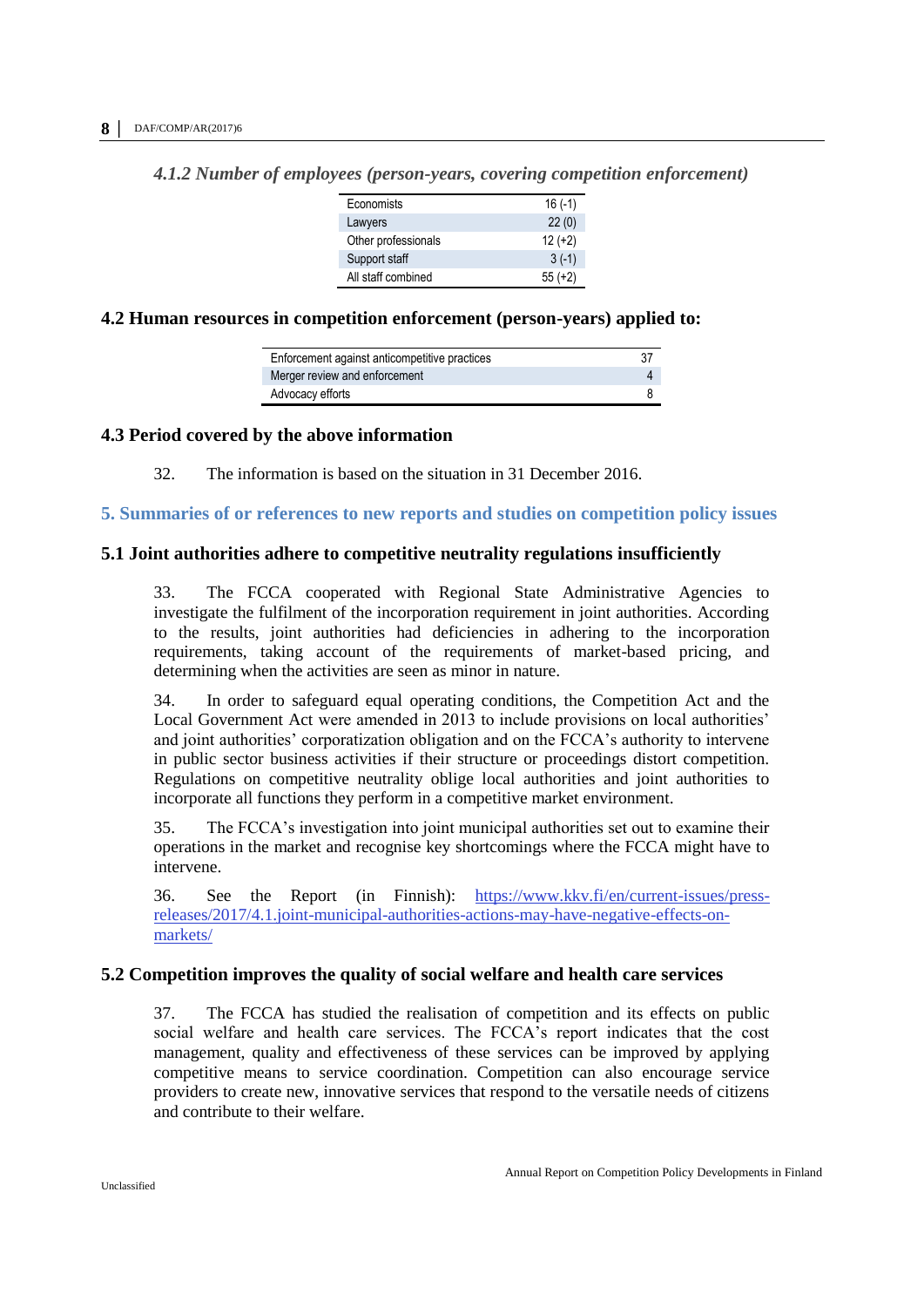### *4.1.2 Number of employees (person-years, covering competition enforcement)*

| | |
|---|---|
| Economists | 16 (-1) |
| Lawyers | 22 (0) |
| Other professionals | 12 (+2) |
| Support staff | 3 (-1) |
| All staff combined | 55 (+2) |

### 4.2 Human resources in competition enforcement (person-years) applied to:

| | |
|---|---|
| Enforcement against anticompetitive practices | 37 |
| Merger review and enforcement | 4 |
| Advocacy efforts | 8 |

### 4.3 Period covered by the above information

32. The information is based on the situation in 31 December 2016.

## 5. Summaries of or references to new reports and studies on competition policy issues

### 5.1 Joint authorities adhere to competitive neutrality regulations insufficiently

33. The FCCA cooperated with Regional State Administrative Agencies to investigate the fulfilment of the incorporation requirement in joint authorities. According to the results, joint authorities had deficiencies in adhering to the incorporation requirements, taking account of the requirements of market-based pricing, and determining when the activities are seen as minor in nature.

34. In order to safeguard equal operating conditions, the Competition Act and the Local Government Act were amended in 2013 to include provisions on local authorities' and joint authorities' corporatization obligation and on the FCCA's authority to intervene in public sector business activities if their structure or proceedings distort competition. Regulations on competitive neutrality oblige local authorities and joint authorities to incorporate all functions they perform in a competitive market environment.

35. The FCCA's investigation into joint municipal authorities set out to examine their operations in the market and recognise key shortcomings where the FCCA might have to intervene.

36. See the Report (in Finnish): https://www.kkv.fi/en/current-issues/press-releases/2017/4.1.joint-municipal-authorities-actions-may-have-negative-effects-on-markets/

### 5.2 Competition improves the quality of social welfare and health care services

37. The FCCA has studied the realisation of competition and its effects on public social welfare and health care services. The FCCA's report indicates that the cost management, quality and effectiveness of these services can be improved by applying competitive means to service coordination. Competition can also encourage service providers to create new, innovative services that respond to the versatile needs of citizens and contribute to their welfare.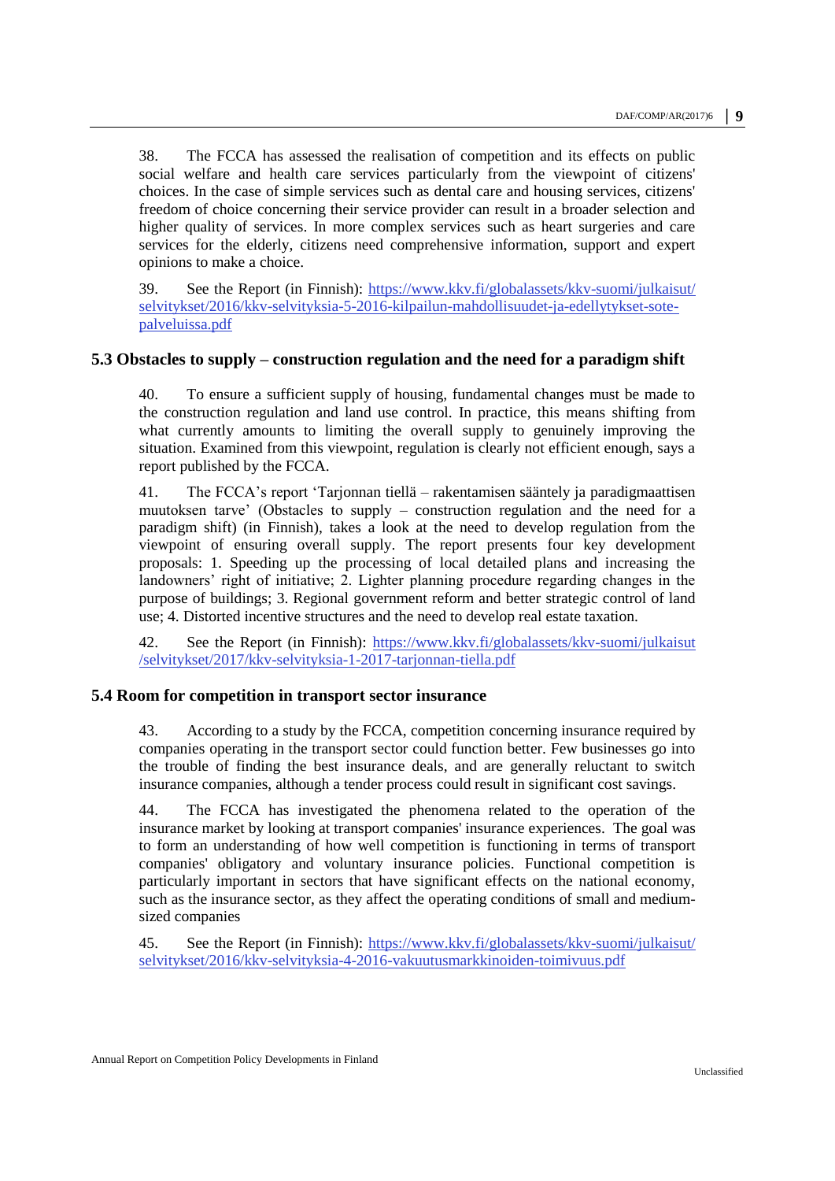38. The FCCA has assessed the realisation of competition and its effects on public social welfare and health care services particularly from the viewpoint of citizens' choices. In the case of simple services such as dental care and housing services, citizens' freedom of choice concerning their service provider can result in a broader selection and higher quality of services. In more complex services such as heart surgeries and care services for the elderly, citizens need comprehensive information, support and expert opinions to make a choice.

39. See the Report (in Finnish): https://www.kkv.fi/globalassets/kkv-suomi/julkaisut/selvitykset/2016/kkv-selvityksia-5-2016-kilpailun-mahdollisuudet-ja-edellytykset-sote-palveluissa.pdf

### 5.3 Obstacles to supply – construction regulation and the need for a paradigm shift

40. To ensure a sufficient supply of housing, fundamental changes must be made to the construction regulation and land use control. In practice, this means shifting from what currently amounts to limiting the overall supply to genuinely improving the situation. Examined from this viewpoint, regulation is clearly not efficient enough, says a report published by the FCCA.

41. The FCCA's report 'Tarjonnan tiellä – rakentamisen sääntely ja paradigmaattisen muutoksen tarve' (Obstacles to supply – construction regulation and the need for a paradigm shift) (in Finnish), takes a look at the need to develop regulation from the viewpoint of ensuring overall supply. The report presents four key development proposals: 1. Speeding up the processing of local detailed plans and increasing the landowners' right of initiative; 2. Lighter planning procedure regarding changes in the purpose of buildings; 3. Regional government reform and better strategic control of land use; 4. Distorted incentive structures and the need to develop real estate taxation.

42. See the Report (in Finnish): https://www.kkv.fi/globalassets/kkv-suomi/julkaisut/selvitykset/2017/kkv-selvityksia-1-2017-tarjonnan-tiella.pdf

### 5.4 Room for competition in transport sector insurance

43. According to a study by the FCCA, competition concerning insurance required by companies operating in the transport sector could function better. Few businesses go into the trouble of finding the best insurance deals, and are generally reluctant to switch insurance companies, although a tender process could result in significant cost savings.

44. The FCCA has investigated the phenomena related to the operation of the insurance market by looking at transport companies' insurance experiences. The goal was to form an understanding of how well competition is functioning in terms of transport companies' obligatory and voluntary insurance policies. Functional competition is particularly important in sectors that have significant effects on the national economy, such as the insurance sector, as they affect the operating conditions of small and medium-sized companies

45. See the Report (in Finnish): https://www.kkv.fi/globalassets/kkv-suomi/julkaisut/selvitykset/2016/kkv-selvityksia-4-2016-vakuutusmarkkinoiden-toimivuus.pdf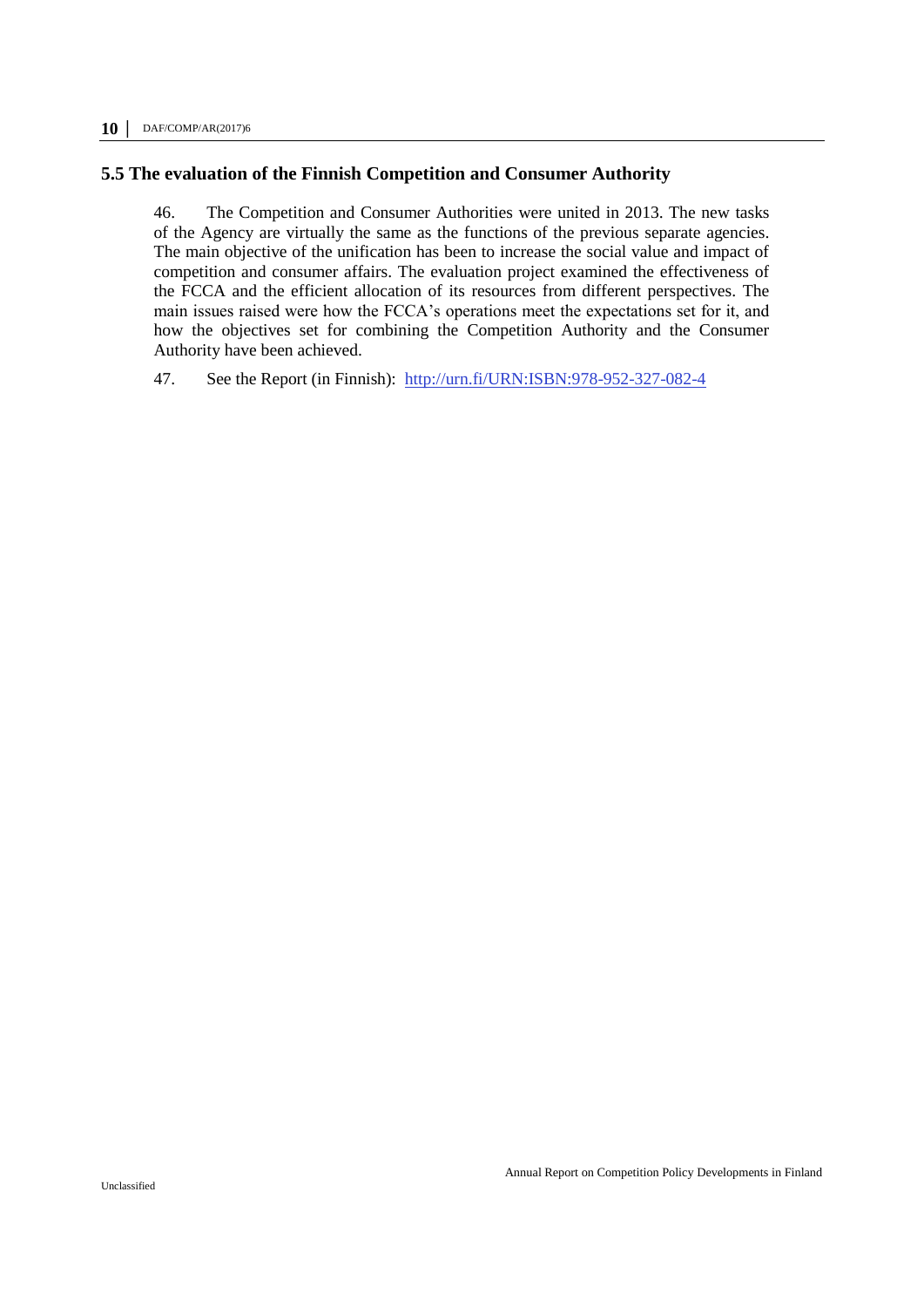## 5.5 The evaluation of the Finnish Competition and Consumer Authority

46. The Competition and Consumer Authorities were united in 2013. The new tasks of the Agency are virtually the same as the functions of the previous separate agencies. The main objective of the unification has been to increase the social value and impact of competition and consumer affairs. The evaluation project examined the effectiveness of the FCCA and the efficient allocation of its resources from different perspectives. The main issues raised were how the FCCA's operations meet the expectations set for it, and how the objectives set for combining the Competition Authority and the Consumer Authority have been achieved.

47. See the Report (in Finnish): http://urn.fi/URN:ISBN:978-952-327-082-4